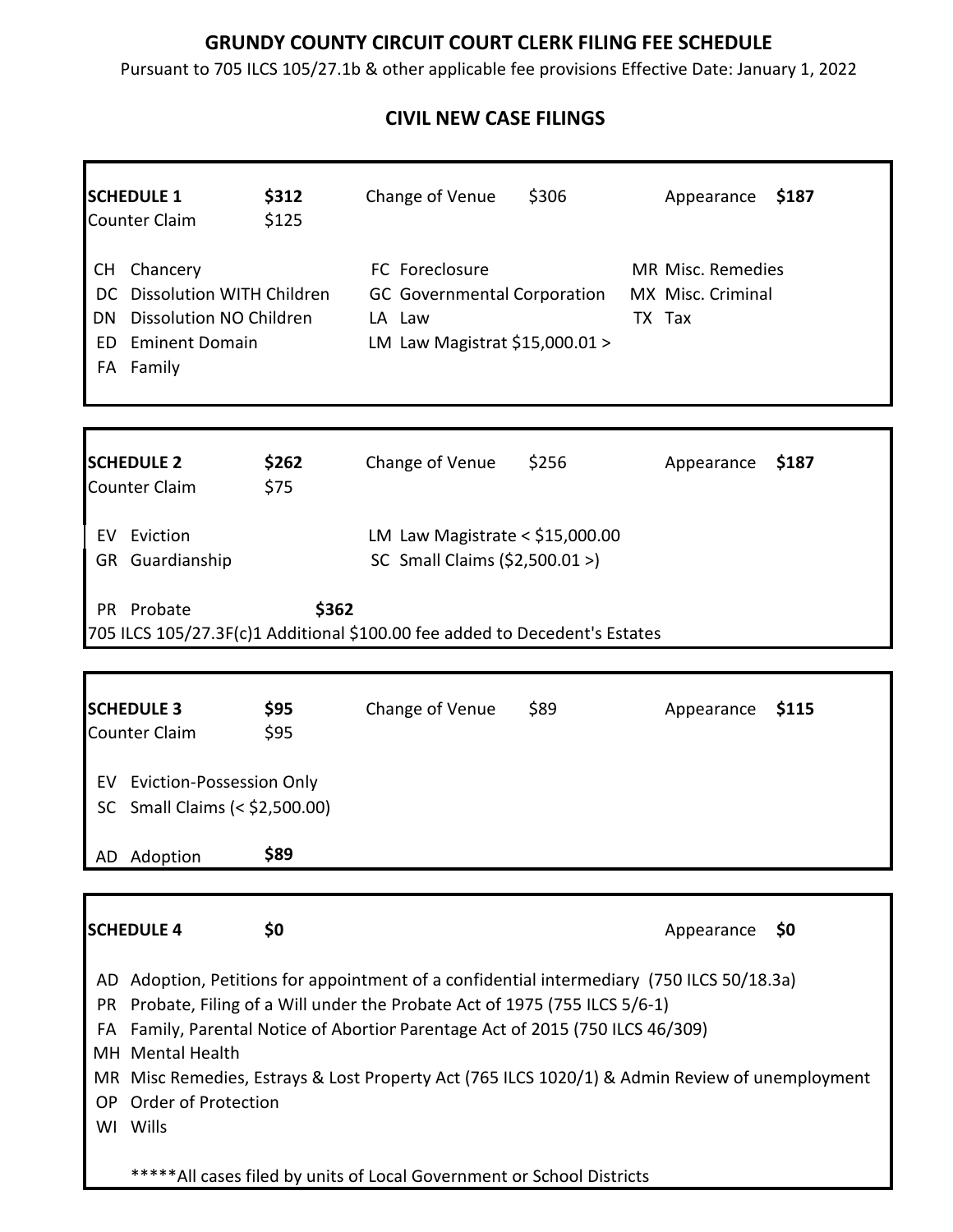# GRUNDY COUNTY CIRCUIT COURT CLERK FILING FEE SCHEDULE

Pursuant to 705 ILCS 105/27.1b & other applicable fee provisions Effective Date: January 1, 2022

## CIVIL NEW CASE FILINGS

**SCHEDULE 1** **$312** Change of Venue $306 Appearance **$187**

Counter Claim $125

- CH Chancery
- DC Dissolution WITH Children
- DN Dissolution NO Children
- ED Eminent Domain
- FA Family
- FC Foreclosure
- GC Governmental Corporation
- LA Law
- LM Law Magistrat $15,000.01 >
- MR Misc. Remedies
- MX Misc. Criminal
- TX Tax

---

**SCHEDULE 2** **$262** Change of Venue $256 Appearance **$187**

Counter Claim $75

- EV Eviction
- GR Guardianship
- LM Law Magistrate < $15,000.00
- SC Small Claims ($2,500.01 >)

PR Probate **$362**

705 ILCS 105/27.3F(c)1 Additional $100.00 fee added to Decedent's Estates

---

**SCHEDULE 3** **$95** Change of Venue $89 Appearance **$115**

Counter Claim $95

- EV Eviction-Possession Only
- SC Small Claims (< $2,500.00)

AD Adoption **$89**

---

**SCHEDULE 4** **$0** Appearance **$0**

- AD Adoption, Petitions for appointment of a confidential intermediary (750 ILCS 50/18.3a)
- PR Probate, Filing of a Will under the Probate Act of 1975 (755 ILCS 5/6-1)
- FA Family, Parental Notice of Abortior Parentage Act of 2015 (750 ILCS 46/309)
- MH Mental Health
- MR Misc Remedies, Estrays & Lost Property Act (765 ILCS 1020/1) & Admin Review of unemployment
- OP Order of Protection
- WI Wills

*****All cases filed by units of Local Government or School Districts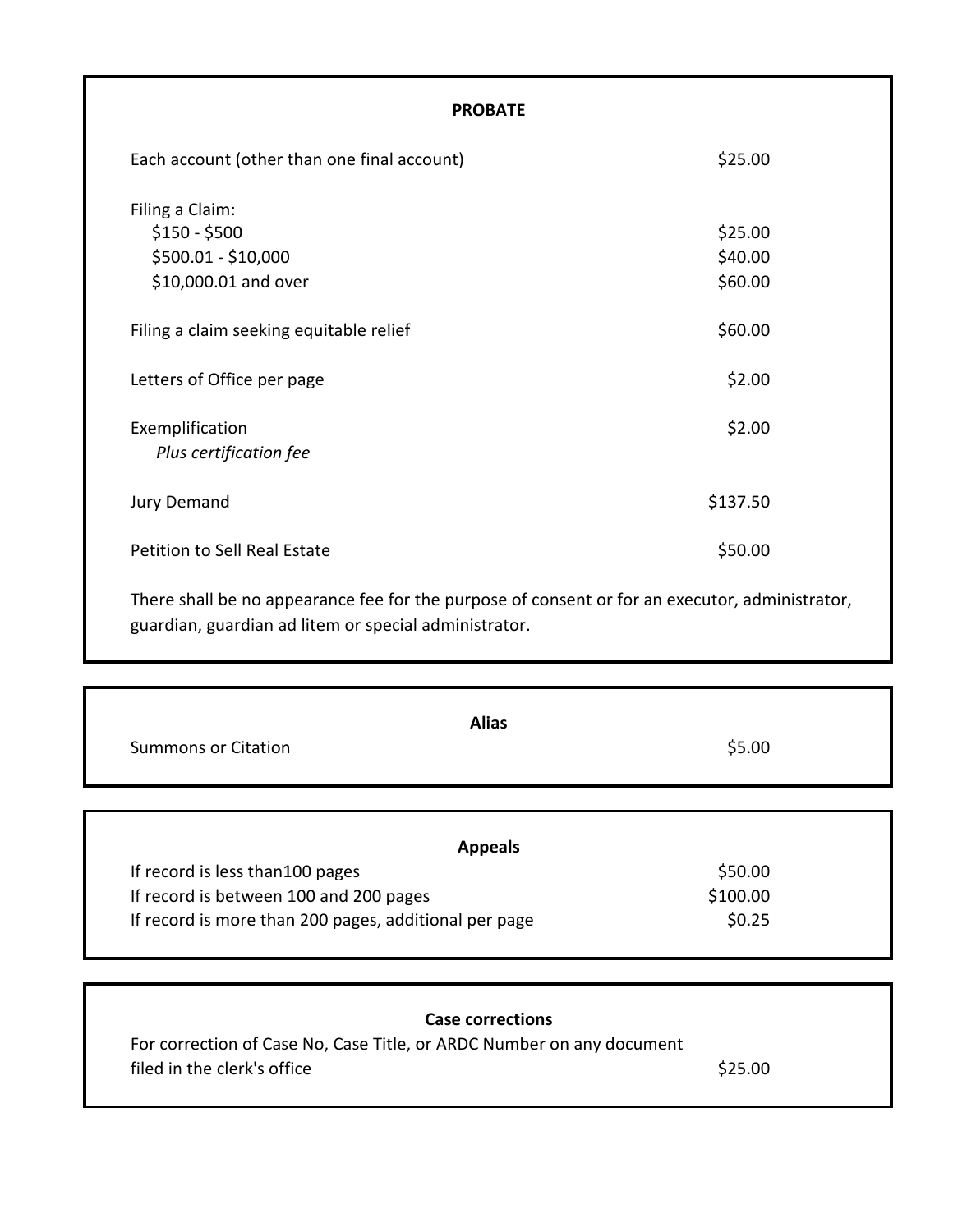## PROBATE

| | |
|---|---|
| Each account (other than one final account) | $25.00 |
| Filing a Claim: | |
| $150 - $500 | $25.00 |
| $500.01 - $10,000 | $40.00 |
| $10,000.01 and over | $60.00 |
| Filing a claim seeking equitable relief | $60.00 |
| Letters of Office per page | $2.00 |
| Exemplification *Plus certification fee* | $2.00 |
| Jury Demand | $137.50 |
| Petition to Sell Real Estate | $50.00 |

There shall be no appearance fee for the purpose of consent or for an executor, administrator, guardian, guardian ad litem or special administrator.

## Alias

| | |
|---|---|
| Summons or Citation | $5.00 |

## Appeals

| | |
|---|---|
| If record is less than100 pages | $50.00 |
| If record is between 100 and 200 pages | $100.00 |
| If record is more than 200 pages, additional per page | $0.25 |

## Case corrections

| | |
|---|---|
| For correction of Case No, Case Title, or ARDC Number on any document filed in the clerk's office | $25.00 |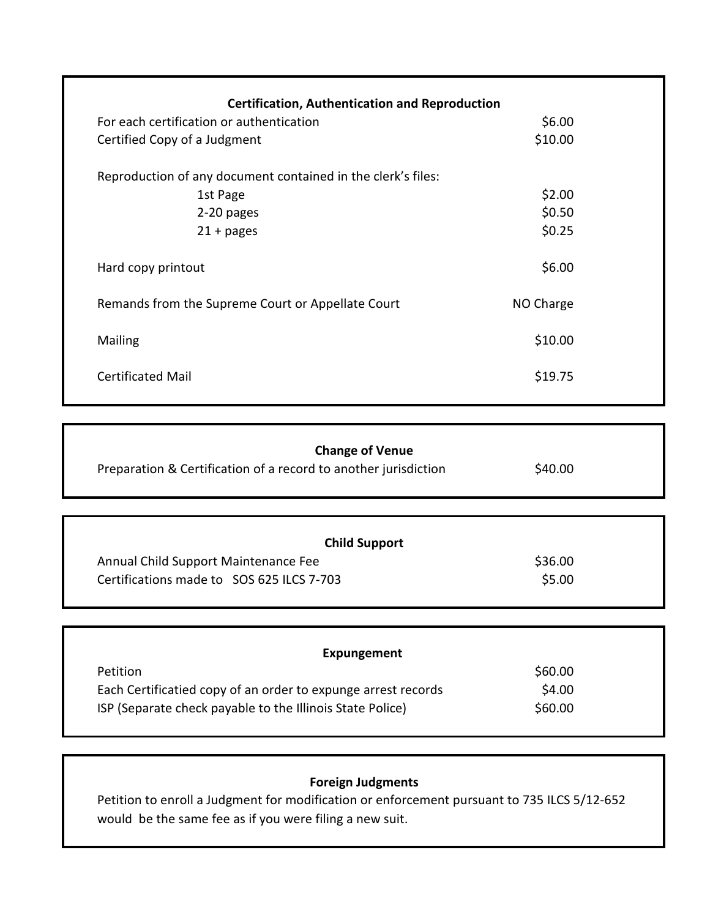### Certification, Authentication and Reproduction

| | |
|---|---|
| For each certification or authentication | $6.00 |
| Certified Copy of a Judgment | $10.00 |
| Reproduction of any document contained in the clerk's files: | |
| 1st Page | $2.00 |
| 2-20 pages | $0.50 |
| 21 + pages | $0.25 |
| Hard copy printout | $6.00 |
| Remands from the Supreme Court or Appellate Court | NO Charge |
| Mailing | $10.00 |
| Certificated Mail | $19.75 |

### Change of Venue

| | |
|---|---|
| Preparation & Certification of a record to another jurisdiction | $40.00 |

### Child Support

| | |
|---|---|
| Annual Child Support Maintenance Fee | $36.00 |
| Certifications made to SOS 625 ILCS 7-703 | $5.00 |

### Expungement

| | |
|---|---|
| Petition | $60.00 |
| Each Certificatied copy of an order to expunge arrest records | $4.00 |
| ISP (Separate check payable to the Illinois State Police) | $60.00 |

### Foreign Judgments

Petition to enroll a Judgment for modification or enforcement pursuant to 735 ILCS 5/12-652 would be the same fee as if you were filing a new suit.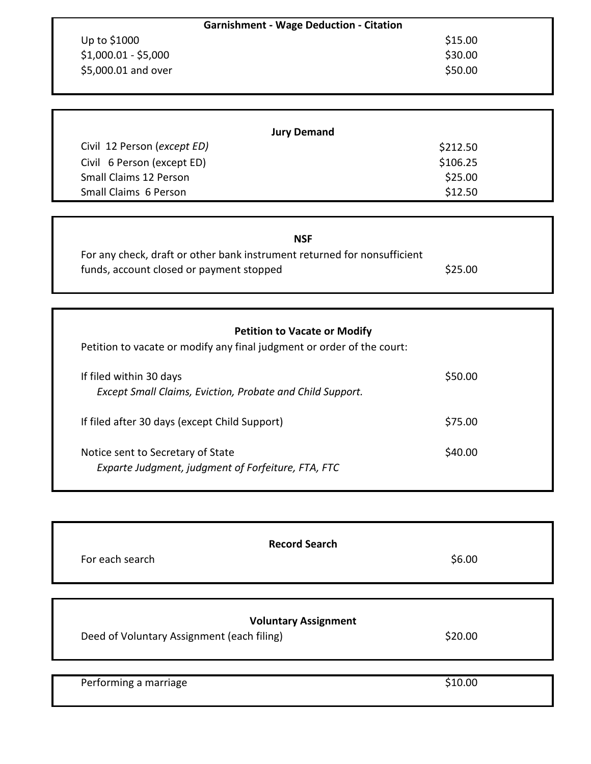| Garnishment - Wage Deduction - Citation | |
|---|---|
| Up to $1000 | $15.00 |
| $1,000.01 - $5,000 | $30.00 |
| $5,000.01 and over | $50.00 |

| Jury Demand | |
|---|---|
| Civil 12 Person (*except ED)* | $212.50 |
| Civil 6 Person (except ED) | $106.25 |
| Small Claims 12 Person | $25.00 |
| Small Claims 6 Person | $12.50 |

| NSF | |
|---|---|
| For any check, draft or other bank instrument returned for nonsufficient funds, account closed or payment stopped | $25.00 |

| Petition to Vacate or Modify | |
|---|---|
| Petition to vacate or modify any final judgment or order of the court: | |
| If filed within 30 days<br>*Except Small Claims, Eviction, Probate and Child Support.* | $50.00 |
| If filed after 30 days (except Child Support) | $75.00 |
| Notice sent to Secretary of State<br>*Exparte Judgment, judgment of Forfeiture, FTA, FTC* | $40.00 |

| Record Search | |
|---|---|
| For each search | $6.00 |

| Voluntary Assignment | |
|---|---|
| Deed of Voluntary Assignment (each filing) | $20.00 |

| | |
|---|---|
| Performing a marriage | $10.00 |